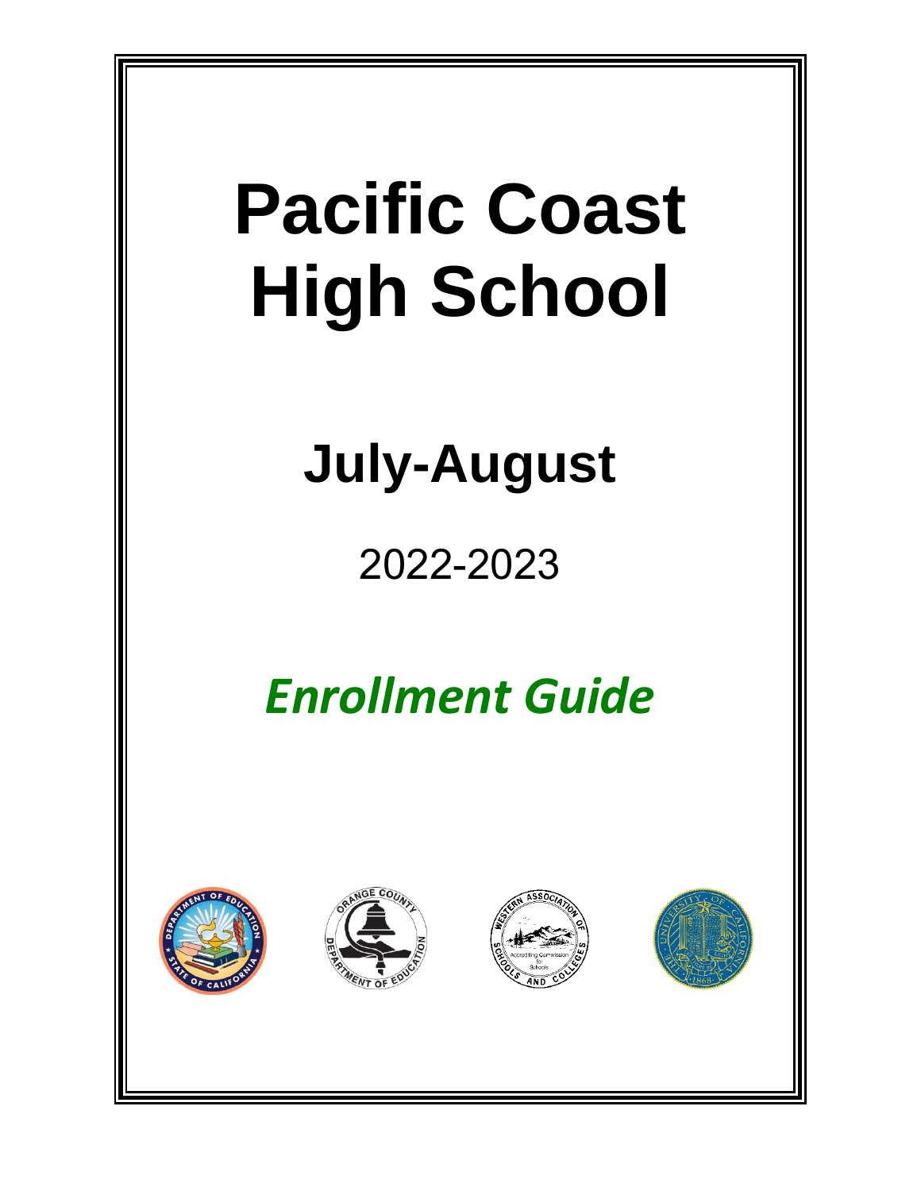# Pacific Coast High School

## July-August

2022-2023

***Enrollment Guide***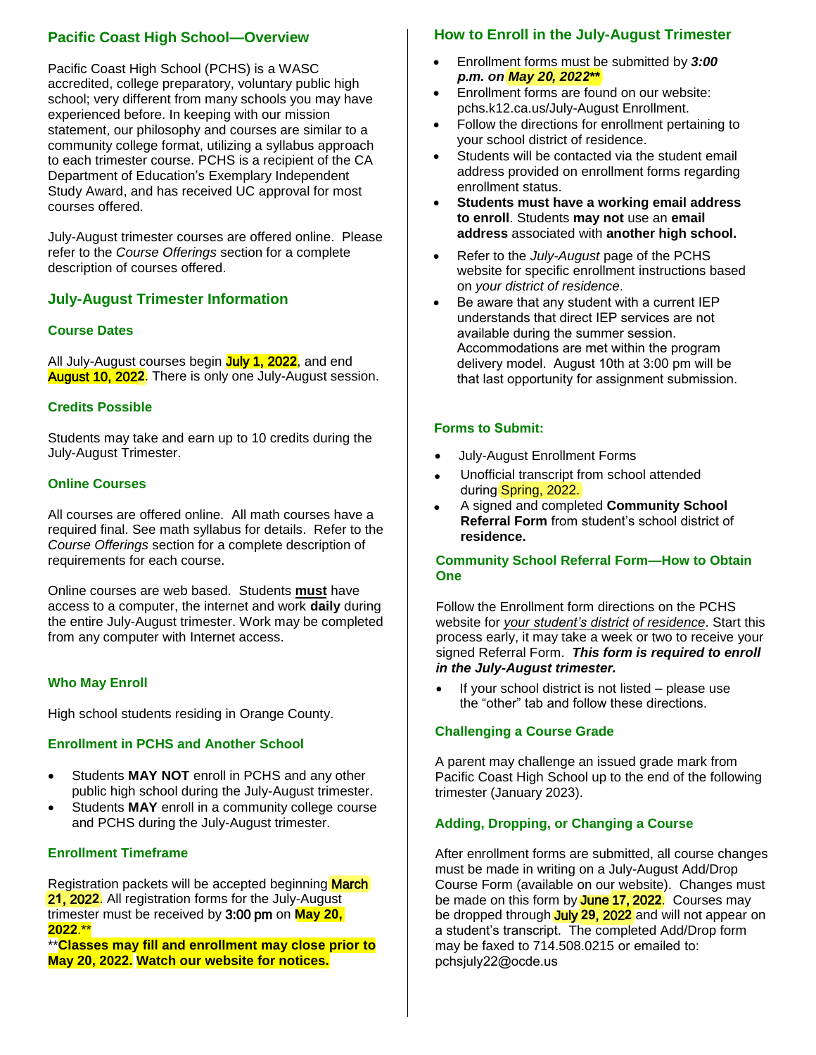## Pacific Coast High School—Overview

Pacific Coast High School (PCHS) is a WASC accredited, college preparatory, voluntary public high school; very different from many schools you may have experienced before. In keeping with our mission statement, our philosophy and courses are similar to a community college format, utilizing a syllabus approach to each trimester course. PCHS is a recipient of the CA Department of Education's Exemplary Independent Study Award, and has received UC approval for most courses offered.

July-August trimester courses are offered online. Please refer to the *Course Offerings* section for a complete description of courses offered.

## July-August Trimester Information

### Course Dates

All July-August courses begin **July 1, 2022**, and end **August 10, 2022**. There is only one July-August session.

### Credits Possible

Students may take and earn up to 10 credits during the July-August Trimester.

### Online Courses

All courses are offered online. All math courses have a required final. See math syllabus for details. Refer to the *Course Offerings* section for a complete description of requirements for each course.

Online courses are web based. Students **must** have access to a computer, the internet and work **daily** during the entire July-August trimester. Work may be completed from any computer with Internet access.

### Who May Enroll

High school students residing in Orange County.

### Enrollment in PCHS and Another School

- Students **MAY NOT** enroll in PCHS and any other public high school during the July-August trimester.
- Students **MAY** enroll in a community college course and PCHS during the July-August trimester.

### Enrollment Timeframe

Registration packets will be accepted beginning March 21, 2022. All registration forms for the July-August trimester must be received by 3:00 pm on **May 20, 2022**.**

****Classes may fill and enrollment may close prior to May 20, 2022. Watch our website for notices.**

## How to Enroll in the July-August Trimester

- Enrollment forms must be submitted by ***3:00 p.m. on May 20, 2022****
- Enrollment forms are found on our website: pchs.k12.ca.us/July-August Enrollment.
- Follow the directions for enrollment pertaining to your school district of residence.
- Students will be contacted via the student email address provided on enrollment forms regarding enrollment status.
- **Students must have a working email address to enroll**. Students **may not** use an **email address** associated with **another high school.**
- Refer to the *July-August* page of the PCHS website for specific enrollment instructions based on *your district of residence*.
- Be aware that any student with a current IEP understands that direct IEP services are not available during the summer session. Accommodations are met within the program delivery model. August 10th at 3:00 pm will be that last opportunity for assignment submission.

### Forms to Submit:

- July-August Enrollment Forms
- Unofficial transcript from school attended during Spring, 2022.
- A signed and completed **Community School Referral Form** from student's school district of **residence.**

### Community School Referral Form—How to Obtain One

Follow the Enrollment form directions on the PCHS website for *your student's district of residence*. Start this process early, it may take a week or two to receive your signed Referral Form. ***This form is required to enroll in the July-August trimester.***

- If your school district is not listed – please use the "other" tab and follow these directions.

### Challenging a Course Grade

A parent may challenge an issued grade mark from Pacific Coast High School up to the end of the following trimester (January 2023).

### Adding, Dropping, or Changing a Course

After enrollment forms are submitted, all course changes must be made in writing on a July-August Add/Drop Course Form (available on our website). Changes must be made on this form by June 17, 2022. Courses may be dropped through July 29, 2022 and will not appear on a student's transcript. The completed Add/Drop form may be faxed to 714.508.0215 or emailed to: pchsjuly22@ocde.us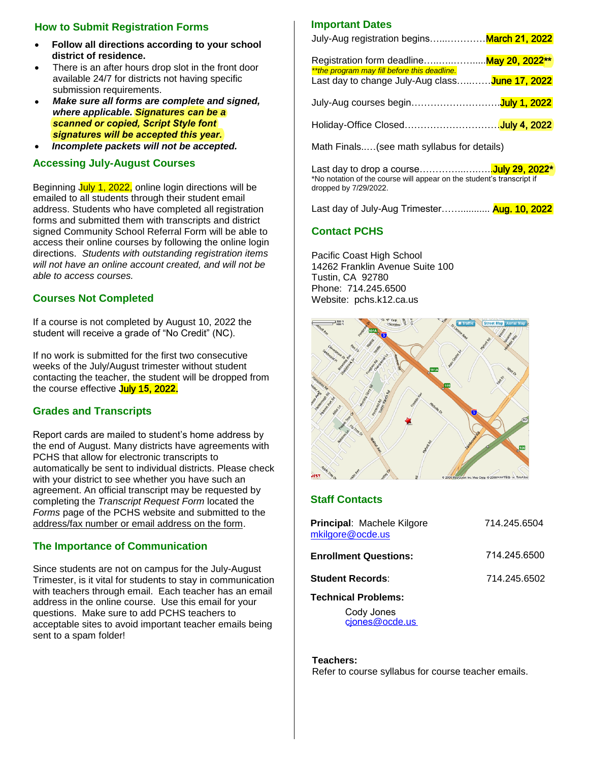## How to Submit Registration Forms

- **Follow all directions according to your school district of residence.**
- There is an after hours drop slot in the front door available 24/7 for districts not having specific submission requirements.
- ***Make sure all forms are complete and signed, where applicable. Signatures can be a scanned or copied, Script Style font signatures will be accepted this year.***
- ***Incomplete packets will not be accepted.***

## Accessing July-August Courses

Beginning July 1, 2022, online login directions will be emailed to all students through their student email address. Students who have completed all registration forms and submitted them with transcripts and district signed Community School Referral Form will be able to access their online courses by following the online login directions. *Students with outstanding registration items will not have an online account created, and will not be able to access courses.*

## Courses Not Completed

If a course is not completed by August 10, 2022 the student will receive a grade of "No Credit" (NC).

If no work is submitted for the first two consecutive weeks of the July/August trimester without student contacting the teacher, the student will be dropped from the course effective **July 15, 2022.**

## Grades and Transcripts

Report cards are mailed to student's home address by the end of August. Many districts have agreements with PCHS that allow for electronic transcripts to automatically be sent to individual districts. Please check with your district to see whether you have such an agreement. An official transcript may be requested by completing the *Transcript Request Form* located the *Forms* page of the PCHS website and submitted to the address/fax number or email address on the form.

## The Importance of Communication

Since students are not on campus for the July-August Trimester, is it vital for students to stay in communication with teachers through email. Each teacher has an email address in the online course. Use this email for your questions. Make sure to add PCHS teachers to acceptable sites to avoid important teacher emails being sent to a spam folder!

## Important Dates

July-Aug registration begins…...…………**March 21, 2022**

Registration form deadline…..…..……......**May 20, 2022****
*\*\*the program may fill before this deadline.*

Last day to change July-Aug class….….….**June 17, 2022**

July-Aug courses begin………………………**July 1, 2022**

Holiday-Office Closed…………………………**July 4, 2022**

Math Finals..…(see math syllabus for details)

Last day to drop a course………....……….**July 29, 2022***
*No notation of the course will appear on the student's transcript if dropped by 7/29/2022.

Last day of July-Aug Trimester…….......... **Aug. 10, 2022**

## Contact PCHS

Pacific Coast High School
14262 Franklin Avenue Suite 100
Tustin, CA 92780
Phone: 714.245.6500
Website: pchs.k12.ca.us

## Staff Contacts

**Principal**: Machele Kilgore — 714.245.6504
mkilgore@ocde.us

**Enrollment Questions:** 714.245.6500

**Student Records**: 714.245.6502

**Technical Problems:**
Cody Jones
cjones@ocde.us

**Teachers:**
Refer to course syllabus for course teacher emails.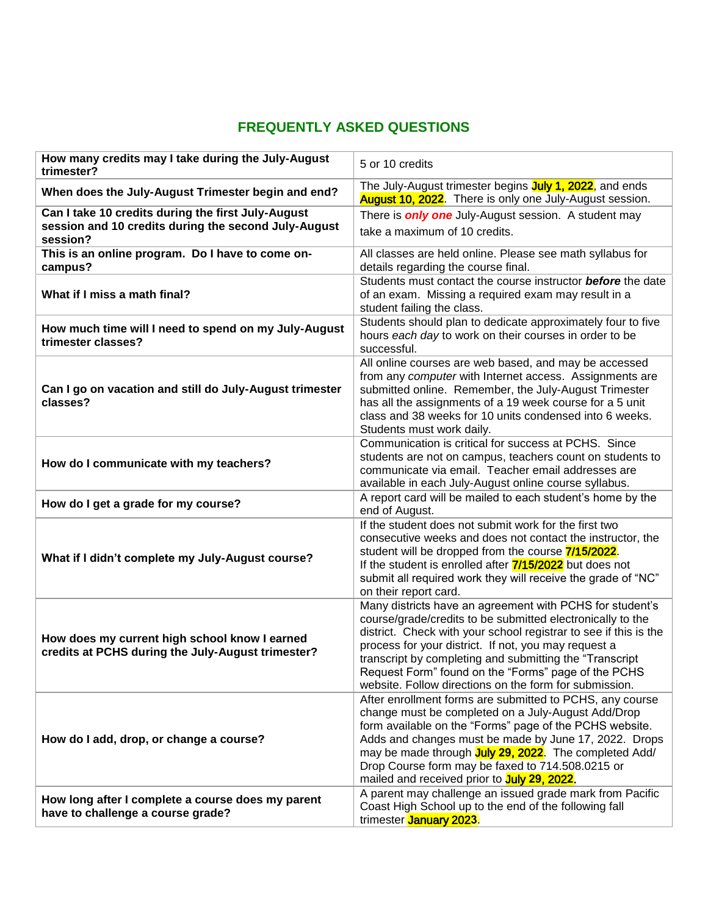## FREQUENTLY ASKED QUESTIONS

| | |
|---|---|
| **How many credits may I take during the July-August trimester?** | 5 or 10 credits |
| **When does the July-August Trimester begin and end?** | The July-August trimester begins July 1, 2022, and ends August 10, 2022. There is only one July-August session. |
| **Can I take 10 credits during the first July-August session and 10 credits during the second July-August session?** | There is ***only one*** July-August session. A student may take a maximum of 10 credits. |
| **This is an online program. Do I have to come on-campus?** | All classes are held online. Please see math syllabus for details regarding the course final. |
| **What if I miss a math final?** | Students must contact the course instructor ***before*** the date of an exam. Missing a required exam may result in a student failing the class. |
| **How much time will I need to spend on my July-August trimester classes?** | Students should plan to dedicate approximately four to five hours *each day* to work on their courses in order to be successful. |
| **Can I go on vacation and still do July-August trimester classes?** | All online courses are web based, and may be accessed from any *computer* with Internet access. Assignments are submitted online. Remember, the July-August Trimester has all the assignments of a 19 week course for a 5 unit class and 38 weeks for 10 units condensed into 6 weeks. Students must work daily. |
| **How do I communicate with my teachers?** | Communication is critical for success at PCHS. Since students are not on campus, teachers count on students to communicate via email. Teacher email addresses are available in each July-August online course syllabus. |
| **How do I get a grade for my course?** | A report card will be mailed to each student's home by the end of August. |
| **What if I didn't complete my July-August course?** | If the student does not submit work for the first two consecutive weeks and does not contact the instructor, the student will be dropped from the course **7/15/2022**. If the student is enrolled after **7/15/2022** but does not submit all required work they will receive the grade of "NC" on their report card. |
| **How does my current high school know I earned credits at PCHS during the July-August trimester?** | Many districts have an agreement with PCHS for student's course/grade/credits to be submitted electronically to the district. Check with your school registrar to see if this is the process for your district. If not, you may request a transcript by completing and submitting the "Transcript Request Form" found on the "Forms" page of the PCHS website. Follow directions on the form for submission. |
| **How do I add, drop, or change a course?** | After enrollment forms are submitted to PCHS, any course change must be completed on a July-August Add/Drop form available on the "Forms" page of the PCHS website. Adds and changes must be made by June 17, 2022. Drops may be made through July 29, 2022. The completed Add/ Drop Course form may be faxed to 714.508.0215 or mailed and received prior to July 29, 2022. |
| **How long after I complete a course does my parent have to challenge a course grade?** | A parent may challenge an issued grade mark from Pacific Coast High School up to the end of the following fall trimester January 2023. |